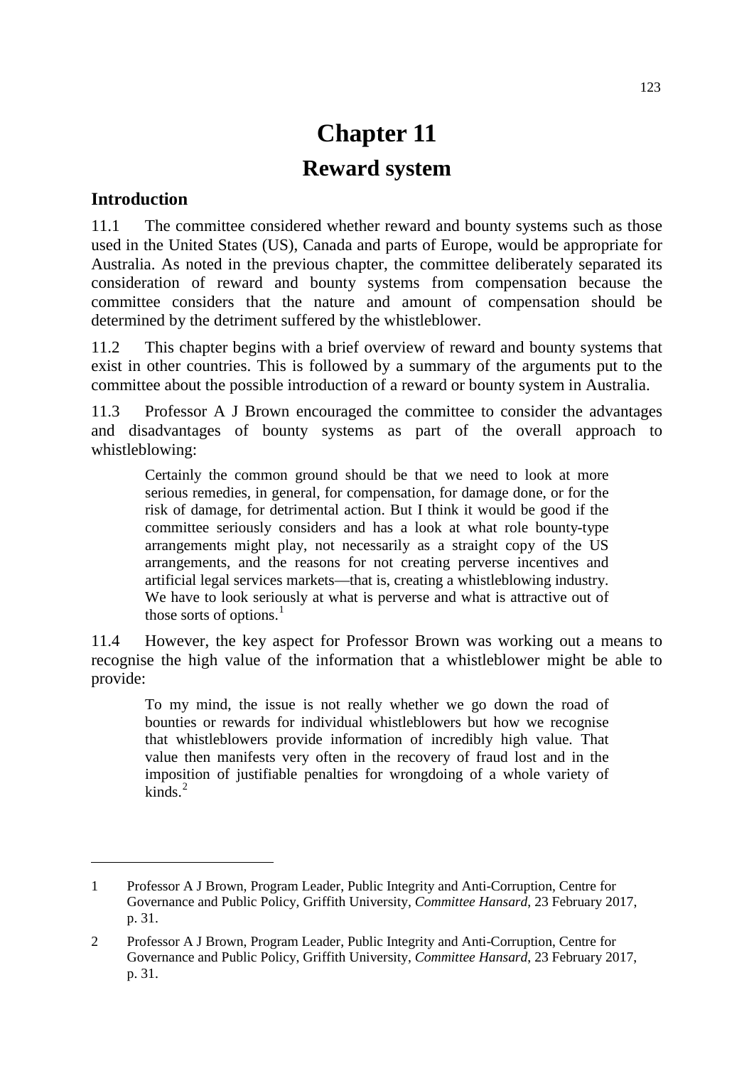# Chapter 11

# Reward system

## Introduction

11.1 The committee considered whether reward and bounty systems such as those used in the United States (US), Canada and parts of Europe, would be appropriate for Australia. As noted in the previous chapter, the committee deliberately separated its consideration of reward and bounty systems from compensation because the committee considers that the nature and amount of compensation should be determined by the detriment suffered by the whistleblower.

11.2 This chapter begins with a brief overview of reward and bounty systems that exist in other countries. This is followed by a summary of the arguments put to the committee about the possible introduction of a reward or bounty system in Australia.

11.3 Professor A J Brown encouraged the committee to consider the advantages and disadvantages of bounty systems as part of the overall approach to whistleblowing:

> Certainly the common ground should be that we need to look at more serious remedies, in general, for compensation, for damage done, or for the risk of damage, for detrimental action. But I think it would be good if the committee seriously considers and has a look at what role bounty-type arrangements might play, not necessarily as a straight copy of the US arrangements, and the reasons for not creating perverse incentives and artificial legal services markets—that is, creating a whistleblowing industry. We have to look seriously at what is perverse and what is attractive out of those sorts of options.[1]

11.4 However, the key aspect for Professor Brown was working out a means to recognise the high value of the information that a whistleblower might be able to provide:

> To my mind, the issue is not really whether we go down the road of bounties or rewards for individual whistleblowers but how we recognise that whistleblowers provide information of incredibly high value. That value then manifests very often in the recovery of fraud lost and in the imposition of justifiable penalties for wrongdoing of a whole variety of kinds.[2]

---

1 Professor A J Brown, Program Leader, Public Integrity and Anti-Corruption, Centre for Governance and Public Policy, Griffith University, *Committee Hansard*, 23 February 2017, p. 31.

2 Professor A J Brown, Program Leader, Public Integrity and Anti-Corruption, Centre for Governance and Public Policy, Griffith University, *Committee Hansard*, 23 February 2017, p. 31.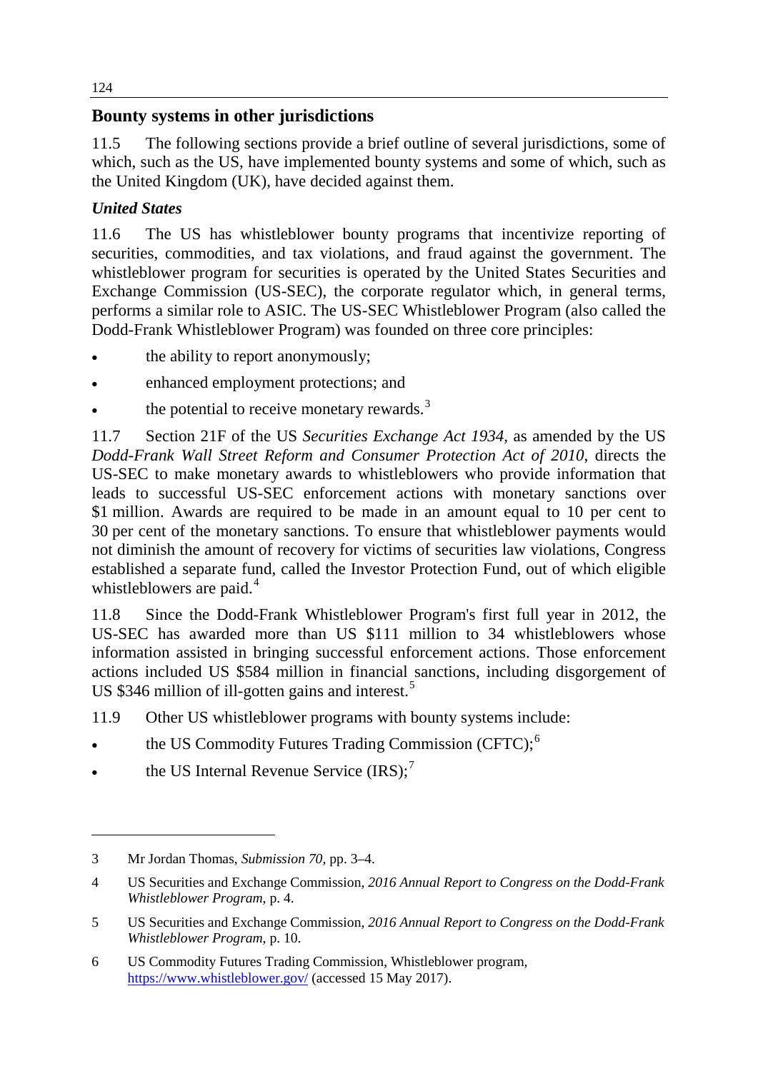## Bounty systems in other jurisdictions

11.5 The following sections provide a brief outline of several jurisdictions, some of which, such as the US, have implemented bounty systems and some of which, such as the United Kingdom (UK), have decided against them.

### *United States*

11.6 The US has whistleblower bounty programs that incentivize reporting of securities, commodities, and tax violations, and fraud against the government. The whistleblower program for securities is operated by the United States Securities and Exchange Commission (US-SEC), the corporate regulator which, in general terms, performs a similar role to ASIC. The US-SEC Whistleblower Program (also called the Dodd-Frank Whistleblower Program) was founded on three core principles:

- the ability to report anonymously;
- enhanced employment protections; and
- the potential to receive monetary rewards.[3]

11.7 Section 21F of the US *Securities Exchange Act 1934*, as amended by the US *Dodd-Frank Wall Street Reform and Consumer Protection Act of 2010*, directs the US-SEC to make monetary awards to whistleblowers who provide information that leads to successful US-SEC enforcement actions with monetary sanctions over $1 million. Awards are required to be made in an amount equal to 10 per cent to 30 per cent of the monetary sanctions. To ensure that whistleblower payments would not diminish the amount of recovery for victims of securities law violations, Congress established a separate fund, called the Investor Protection Fund, out of which eligible whistleblowers are paid.[4]

11.8 Since the Dodd-Frank Whistleblower Program's first full year in 2012, the US-SEC has awarded more than US $111 million to 34 whistleblowers whose information assisted in bringing successful enforcement actions. Those enforcement actions included US $584 million in financial sanctions, including disgorgement of US $346 million of ill-gotten gains and interest.[5]

11.9 Other US whistleblower programs with bounty systems include:

- the US Commodity Futures Trading Commission (CFTC);[6]
- the US Internal Revenue Service (IRS);[7]

---

3 Mr Jordan Thomas, *Submission 70*, pp. 3–4.

4 US Securities and Exchange Commission, *2016 Annual Report to Congress on the Dodd-Frank Whistleblower Program*, p. 4.

5 US Securities and Exchange Commission, *2016 Annual Report to Congress on the Dodd-Frank Whistleblower Program*, p. 10.

6 US Commodity Futures Trading Commission, Whistleblower program, https://www.whistleblower.gov/ (accessed 15 May 2017).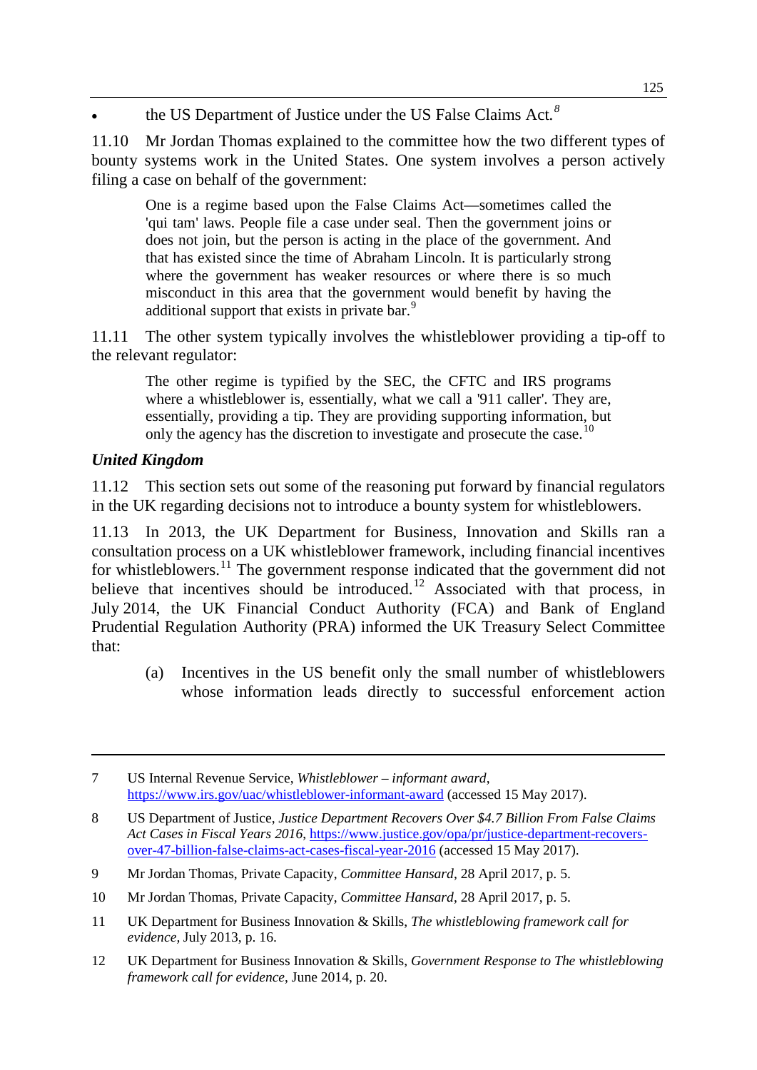- the US Department of Justice under the US False Claims Act.[8]

11.10 Mr Jordan Thomas explained to the committee how the two different types of bounty systems work in the United States. One system involves a person actively filing a case on behalf of the government:

> One is a regime based upon the False Claims Act—sometimes called the 'qui tam' laws. People file a case under seal. Then the government joins or does not join, but the person is acting in the place of the government. And that has existed since the time of Abraham Lincoln. It is particularly strong where the government has weaker resources or where there is so much misconduct in this area that the government would benefit by having the additional support that exists in private bar.[9]

11.11 The other system typically involves the whistleblower providing a tip-off to the relevant regulator:

> The other regime is typified by the SEC, the CFTC and IRS programs where a whistleblower is, essentially, what we call a '911 caller'. They are, essentially, providing a tip. They are providing supporting information, but only the agency has the discretion to investigate and prosecute the case.[10]

### *United Kingdom*

11.12 This section sets out some of the reasoning put forward by financial regulators in the UK regarding decisions not to introduce a bounty system for whistleblowers.

11.13 In 2013, the UK Department for Business, Innovation and Skills ran a consultation process on a UK whistleblower framework, including financial incentives for whistleblowers.[11] The government response indicated that the government did not believe that incentives should be introduced.[12] Associated with that process, in July 2014, the UK Financial Conduct Authority (FCA) and Bank of England Prudential Regulation Authority (PRA) informed the UK Treasury Select Committee that:

> (a) Incentives in the US benefit only the small number of whistleblowers whose information leads directly to successful enforcement action

---

7 US Internal Revenue Service, *Whistleblower – informant award*, https://www.irs.gov/uac/whistleblower-informant-award (accessed 15 May 2017).

8 US Department of Justice, *Justice Department Recovers Over $4.7 Billion From False Claims Act Cases in Fiscal Years 2016*, https://www.justice.gov/opa/pr/justice-department-recovers-over-47-billion-false-claims-act-cases-fiscal-year-2016 (accessed 15 May 2017).

9 Mr Jordan Thomas, Private Capacity, *Committee Hansard*, 28 April 2017, p. 5.

10 Mr Jordan Thomas, Private Capacity, *Committee Hansard*, 28 April 2017, p. 5.

11 UK Department for Business Innovation & Skills, *The whistleblowing framework call for evidence*, July 2013, p. 16.

12 UK Department for Business Innovation & Skills, *Government Response to The whistleblowing framework call for evidence*, June 2014, p. 20.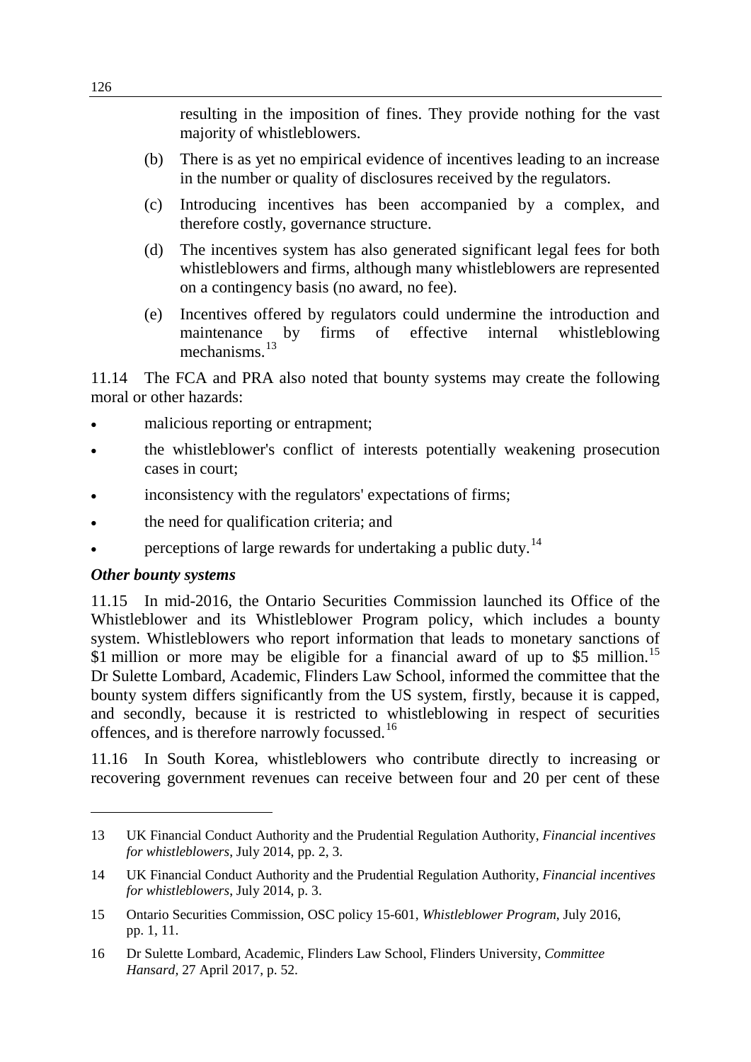resulting in the imposition of fines. They provide nothing for the vast majority of whistleblowers.

(b) There is as yet no empirical evidence of incentives leading to an increase in the number or quality of disclosures received by the regulators.

(c) Introducing incentives has been accompanied by a complex, and therefore costly, governance structure.

(d) The incentives system has also generated significant legal fees for both whistleblowers and firms, although many whistleblowers are represented on a contingency basis (no award, no fee).

(e) Incentives offered by regulators could undermine the introduction and maintenance by firms of effective internal whistleblowing mechanisms.[13]

11.14 The FCA and PRA also noted that bounty systems may create the following moral or other hazards:

- malicious reporting or entrapment;
- the whistleblower's conflict of interests potentially weakening prosecution cases in court;
- inconsistency with the regulators' expectations of firms;
- the need for qualification criteria; and
- perceptions of large rewards for undertaking a public duty.[14]

### *Other bounty systems*

11.15 In mid-2016, the Ontario Securities Commission launched its Office of the Whistleblower and its Whistleblower Program policy, which includes a bounty system. Whistleblowers who report information that leads to monetary sanctions of $1 million or more may be eligible for a financial award of up to $5 million.[15] Dr Sulette Lombard, Academic, Flinders Law School, informed the committee that the bounty system differs significantly from the US system, firstly, because it is capped, and secondly, because it is restricted to whistleblowing in respect of securities offences, and is therefore narrowly focussed.[16]

11.16 In South Korea, whistleblowers who contribute directly to increasing or recovering government revenues can receive between four and 20 per cent of these

---

13 UK Financial Conduct Authority and the Prudential Regulation Authority, *Financial incentives for whistleblowers*, July 2014, pp. 2, 3.

14 UK Financial Conduct Authority and the Prudential Regulation Authority, *Financial incentives for whistleblowers*, July 2014, p. 3.

15 Ontario Securities Commission, OSC policy 15-601, *Whistleblower Program*, July 2016, pp. 1, 11.

16 Dr Sulette Lombard, Academic, Flinders Law School, Flinders University, *Committee Hansard*, 27 April 2017, p. 52.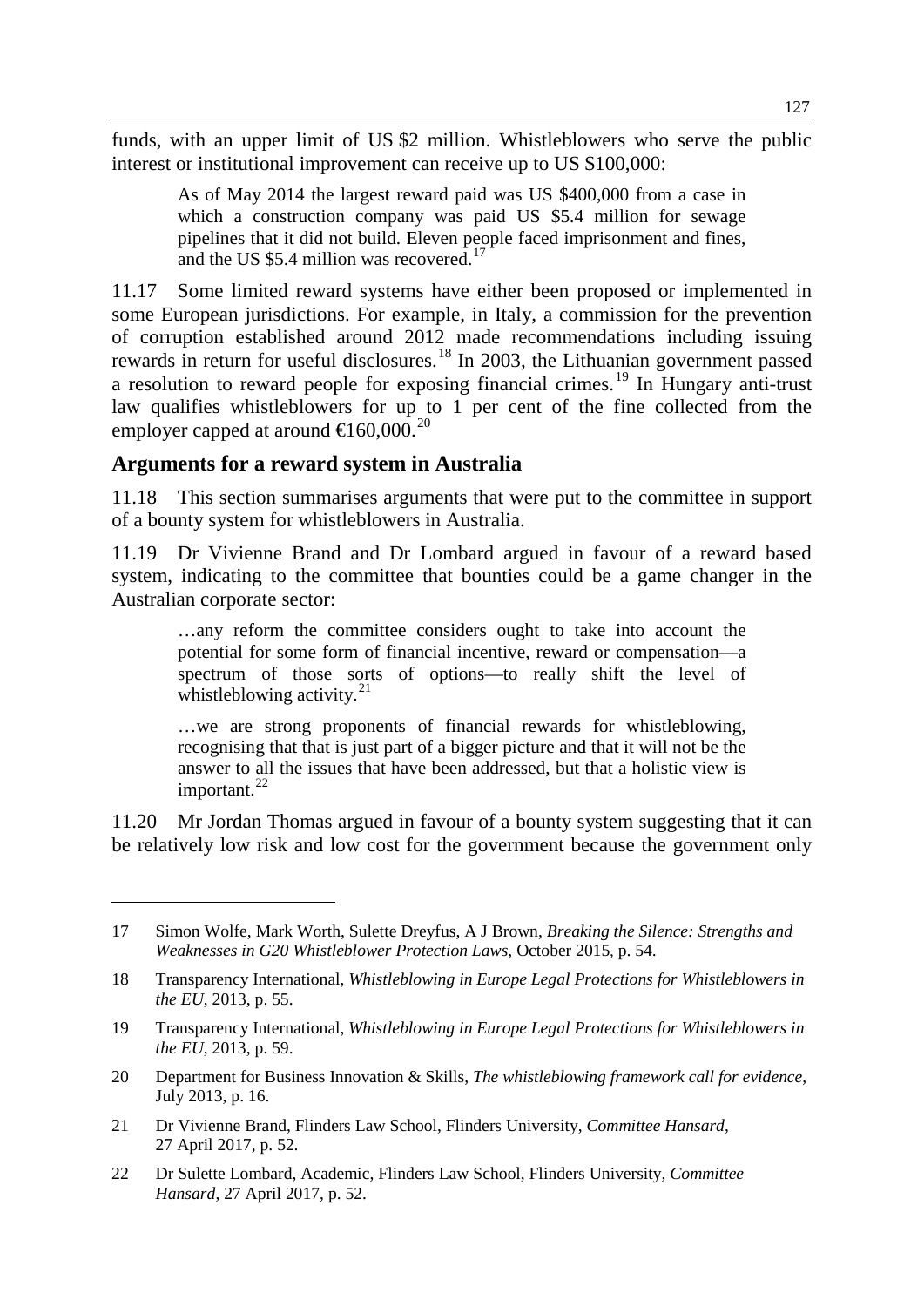funds, with an upper limit of US $2 million. Whistleblowers who serve the public interest or institutional improvement can receive up to US $100,000:

> As of May 2014 the largest reward paid was US $400,000 from a case in which a construction company was paid US $5.4 million for sewage pipelines that it did not build. Eleven people faced imprisonment and fines, and the US $5.4 million was recovered.[17]

11.17 Some limited reward systems have either been proposed or implemented in some European jurisdictions. For example, in Italy, a commission for the prevention of corruption established around 2012 made recommendations including issuing rewards in return for useful disclosures.[18] In 2003, the Lithuanian government passed a resolution to reward people for exposing financial crimes.[19] In Hungary anti-trust law qualifies whistleblowers for up to 1 per cent of the fine collected from the employer capped at around €160,000.[20]

## Arguments for a reward system in Australia

11.18 This section summarises arguments that were put to the committee in support of a bounty system for whistleblowers in Australia.

11.19 Dr Vivienne Brand and Dr Lombard argued in favour of a reward based system, indicating to the committee that bounties could be a game changer in the Australian corporate sector:

> …any reform the committee considers ought to take into account the potential for some form of financial incentive, reward or compensation—a spectrum of those sorts of options—to really shift the level of whistleblowing activity.[21]

> …we are strong proponents of financial rewards for whistleblowing, recognising that that is just part of a bigger picture and that it will not be the answer to all the issues that have been addressed, but that a holistic view is important.[22]

11.20 Mr Jordan Thomas argued in favour of a bounty system suggesting that it can be relatively low risk and low cost for the government because the government only

---

17 Simon Wolfe, Mark Worth, Sulette Dreyfus, A J Brown, *Breaking the Silence: Strengths and Weaknesses in G20 Whistleblower Protection Laws*, October 2015, p. 54.

18 Transparency International, *Whistleblowing in Europe Legal Protections for Whistleblowers in the EU*, 2013, p. 55.

19 Transparency International, *Whistleblowing in Europe Legal Protections for Whistleblowers in the EU*, 2013, p. 59.

20 Department for Business Innovation & Skills, *The whistleblowing framework call for evidence*, July 2013, p. 16.

21 Dr Vivienne Brand, Flinders Law School, Flinders University, *Committee Hansard*, 27 April 2017, p. 52.

22 Dr Sulette Lombard, Academic, Flinders Law School, Flinders University, *Committee Hansard*, 27 April 2017, p. 52.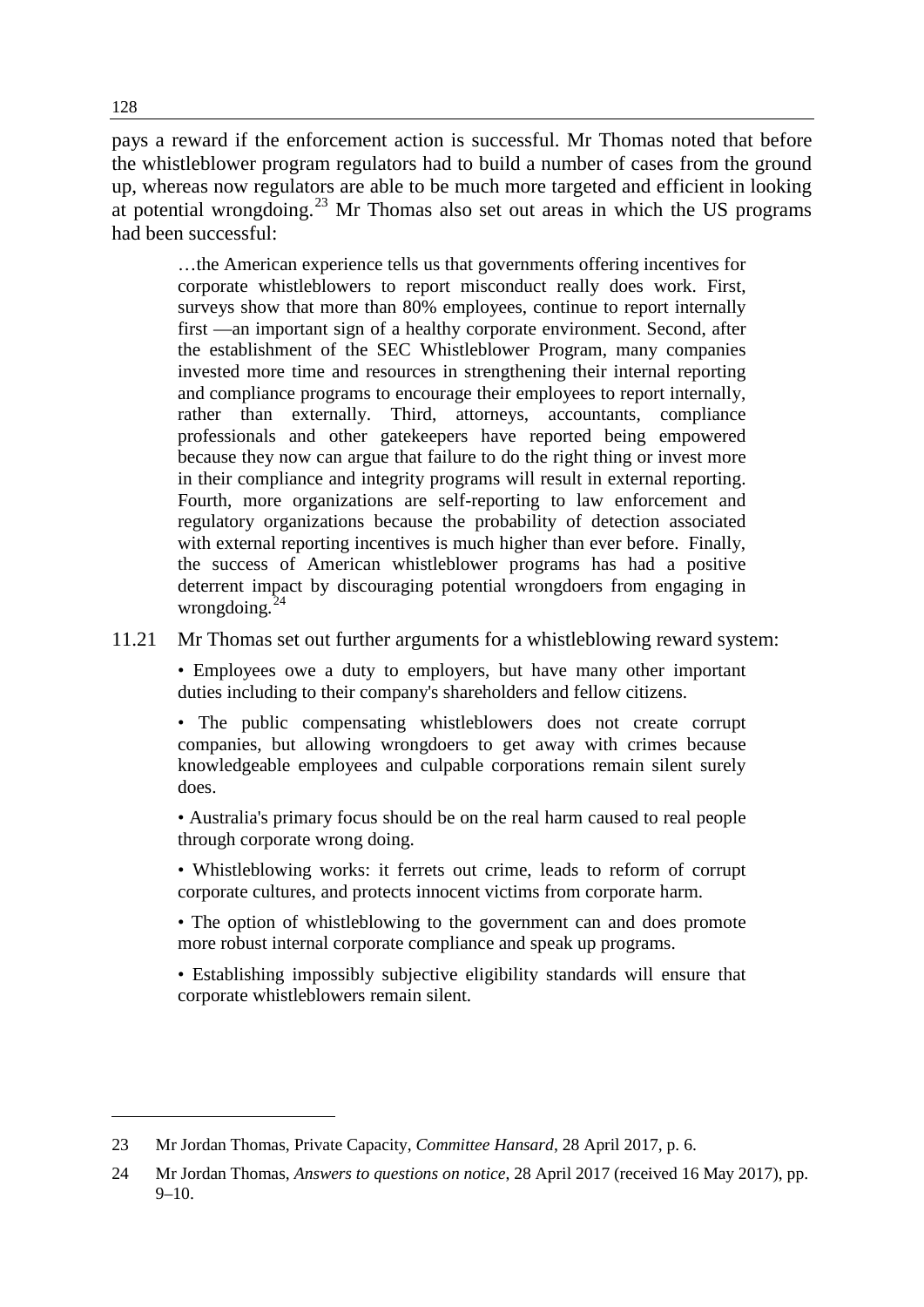pays a reward if the enforcement action is successful. Mr Thomas noted that before the whistleblower program regulators had to build a number of cases from the ground up, whereas now regulators are able to be much more targeted and efficient in looking at potential wrongdoing.[23] Mr Thomas also set out areas in which the US programs had been successful:

> …the American experience tells us that governments offering incentives for corporate whistleblowers to report misconduct really does work. First, surveys show that more than 80% employees, continue to report internally first —an important sign of a healthy corporate environment. Second, after the establishment of the SEC Whistleblower Program, many companies invested more time and resources in strengthening their internal reporting and compliance programs to encourage their employees to report internally, rather than externally. Third, attorneys, accountants, compliance professionals and other gatekeepers have reported being empowered because they now can argue that failure to do the right thing or invest more in their compliance and integrity programs will result in external reporting. Fourth, more organizations are self-reporting to law enforcement and regulatory organizations because the probability of detection associated with external reporting incentives is much higher than ever before. Finally, the success of American whistleblower programs has had a positive deterrent impact by discouraging potential wrongdoers from engaging in wrongdoing.[24]

11.21 Mr Thomas set out further arguments for a whistleblowing reward system:

> • Employees owe a duty to employers, but have many other important duties including to their company's shareholders and fellow citizens.
>
> • The public compensating whistleblowers does not create corrupt companies, but allowing wrongdoers to get away with crimes because knowledgeable employees and culpable corporations remain silent surely does.
>
> • Australia's primary focus should be on the real harm caused to real people through corporate wrong doing.
>
> • Whistleblowing works: it ferrets out crime, leads to reform of corrupt corporate cultures, and protects innocent victims from corporate harm.
>
> • The option of whistleblowing to the government can and does promote more robust internal corporate compliance and speak up programs.
>
> • Establishing impossibly subjective eligibility standards will ensure that corporate whistleblowers remain silent.

---

23 Mr Jordan Thomas, Private Capacity, *Committee Hansard*, 28 April 2017, p. 6.

24 Mr Jordan Thomas, *Answers to questions on notice*, 28 April 2017 (received 16 May 2017), pp. 9–10.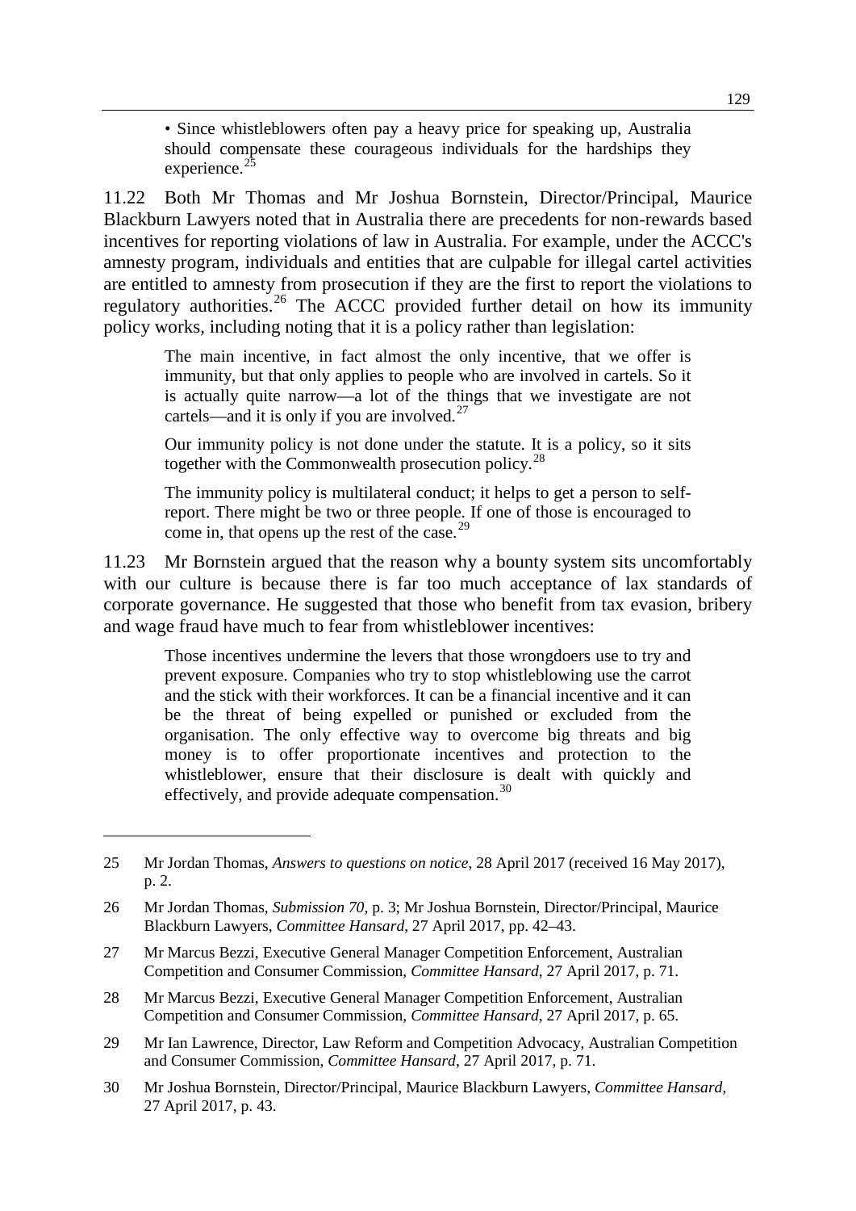• Since whistleblowers often pay a heavy price for speaking up, Australia should compensate these courageous individuals for the hardships they experience.[25]

11.22 Both Mr Thomas and Mr Joshua Bornstein, Director/Principal, Maurice Blackburn Lawyers noted that in Australia there are precedents for non-rewards based incentives for reporting violations of law in Australia. For example, under the ACCC's amnesty program, individuals and entities that are culpable for illegal cartel activities are entitled to amnesty from prosecution if they are the first to report the violations to regulatory authorities.[26] The ACCC provided further detail on how its immunity policy works, including noting that it is a policy rather than legislation:

> The main incentive, in fact almost the only incentive, that we offer is immunity, but that only applies to people who are involved in cartels. So it is actually quite narrow—a lot of the things that we investigate are not cartels—and it is only if you are involved.[27]
>
> Our immunity policy is not done under the statute. It is a policy, so it sits together with the Commonwealth prosecution policy.[28]
>
> The immunity policy is multilateral conduct; it helps to get a person to self-report. There might be two or three people. If one of those is encouraged to come in, that opens up the rest of the case.[29]

11.23 Mr Bornstein argued that the reason why a bounty system sits uncomfortably with our culture is because there is far too much acceptance of lax standards of corporate governance. He suggested that those who benefit from tax evasion, bribery and wage fraud have much to fear from whistleblower incentives:

> Those incentives undermine the levers that those wrongdoers use to try and prevent exposure. Companies who try to stop whistleblowing use the carrot and the stick with their workforces. It can be a financial incentive and it can be the threat of being expelled or punished or excluded from the organisation. The only effective way to overcome big threats and big money is to offer proportionate incentives and protection to the whistleblower, ensure that their disclosure is dealt with quickly and effectively, and provide adequate compensation.[30]

---

25 Mr Jordan Thomas, *Answers to questions on notice*, 28 April 2017 (received 16 May 2017), p. 2.

26 Mr Jordan Thomas, *Submission 70*, p. 3; Mr Joshua Bornstein, Director/Principal, Maurice Blackburn Lawyers, *Committee Hansard*, 27 April 2017, pp. 42–43.

27 Mr Marcus Bezzi, Executive General Manager Competition Enforcement, Australian Competition and Consumer Commission, *Committee Hansard*, 27 April 2017, p. 71.

28 Mr Marcus Bezzi, Executive General Manager Competition Enforcement, Australian Competition and Consumer Commission, *Committee Hansard*, 27 April 2017, p. 65.

29 Mr Ian Lawrence, Director, Law Reform and Competition Advocacy, Australian Competition and Consumer Commission, *Committee Hansard*, 27 April 2017, p. 71.

30 Mr Joshua Bornstein, Director/Principal, Maurice Blackburn Lawyers, *Committee Hansard*, 27 April 2017, p. 43.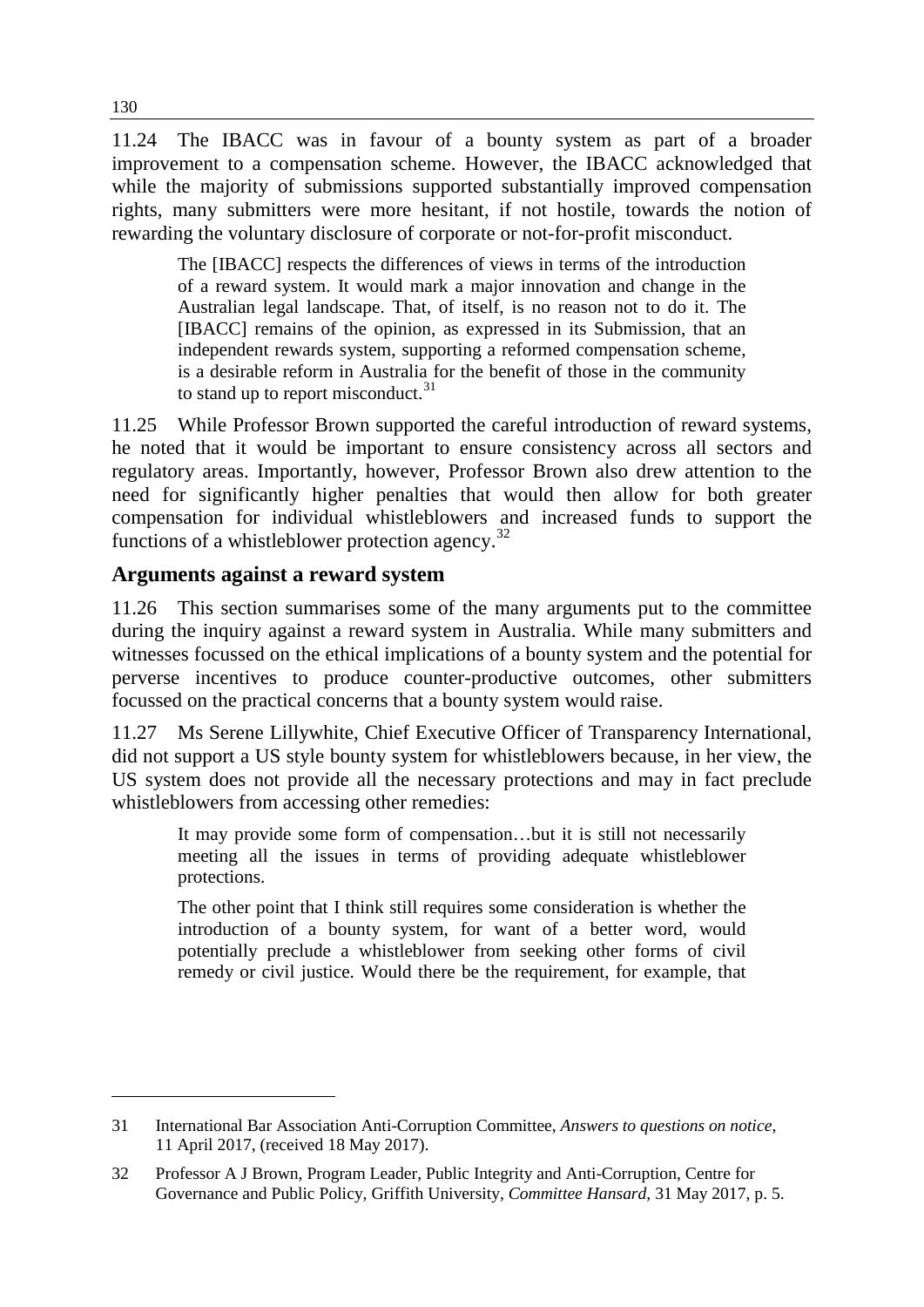11.24 The IBACC was in favour of a bounty system as part of a broader improvement to a compensation scheme. However, the IBACC acknowledged that while the majority of submissions supported substantially improved compensation rights, many submitters were more hesitant, if not hostile, towards the notion of rewarding the voluntary disclosure of corporate or not-for-profit misconduct.

> The [IBACC] respects the differences of views in terms of the introduction of a reward system. It would mark a major innovation and change in the Australian legal landscape. That, of itself, is no reason not to do it. The [IBACC] remains of the opinion, as expressed in its Submission, that an independent rewards system, supporting a reformed compensation scheme, is a desirable reform in Australia for the benefit of those in the community to stand up to report misconduct.[31]

11.25 While Professor Brown supported the careful introduction of reward systems, he noted that it would be important to ensure consistency across all sectors and regulatory areas. Importantly, however, Professor Brown also drew attention to the need for significantly higher penalties that would then allow for both greater compensation for individual whistleblowers and increased funds to support the functions of a whistleblower protection agency.[32]

## Arguments against a reward system

11.26 This section summarises some of the many arguments put to the committee during the inquiry against a reward system in Australia. While many submitters and witnesses focussed on the ethical implications of a bounty system and the potential for perverse incentives to produce counter-productive outcomes, other submitters focussed on the practical concerns that a bounty system would raise.

11.27 Ms Serene Lillywhite, Chief Executive Officer of Transparency International, did not support a US style bounty system for whistleblowers because, in her view, the US system does not provide all the necessary protections and may in fact preclude whistleblowers from accessing other remedies:

> It may provide some form of compensation…but it is still not necessarily meeting all the issues in terms of providing adequate whistleblower protections.
>
> The other point that I think still requires some consideration is whether the introduction of a bounty system, for want of a better word, would potentially preclude a whistleblower from seeking other forms of civil remedy or civil justice. Would there be the requirement, for example, that

---

31 International Bar Association Anti-Corruption Committee, *Answers to questions on notice*, 11 April 2017, (received 18 May 2017).

32 Professor A J Brown, Program Leader, Public Integrity and Anti-Corruption, Centre for Governance and Public Policy, Griffith University, *Committee Hansard*, 31 May 2017, p. 5.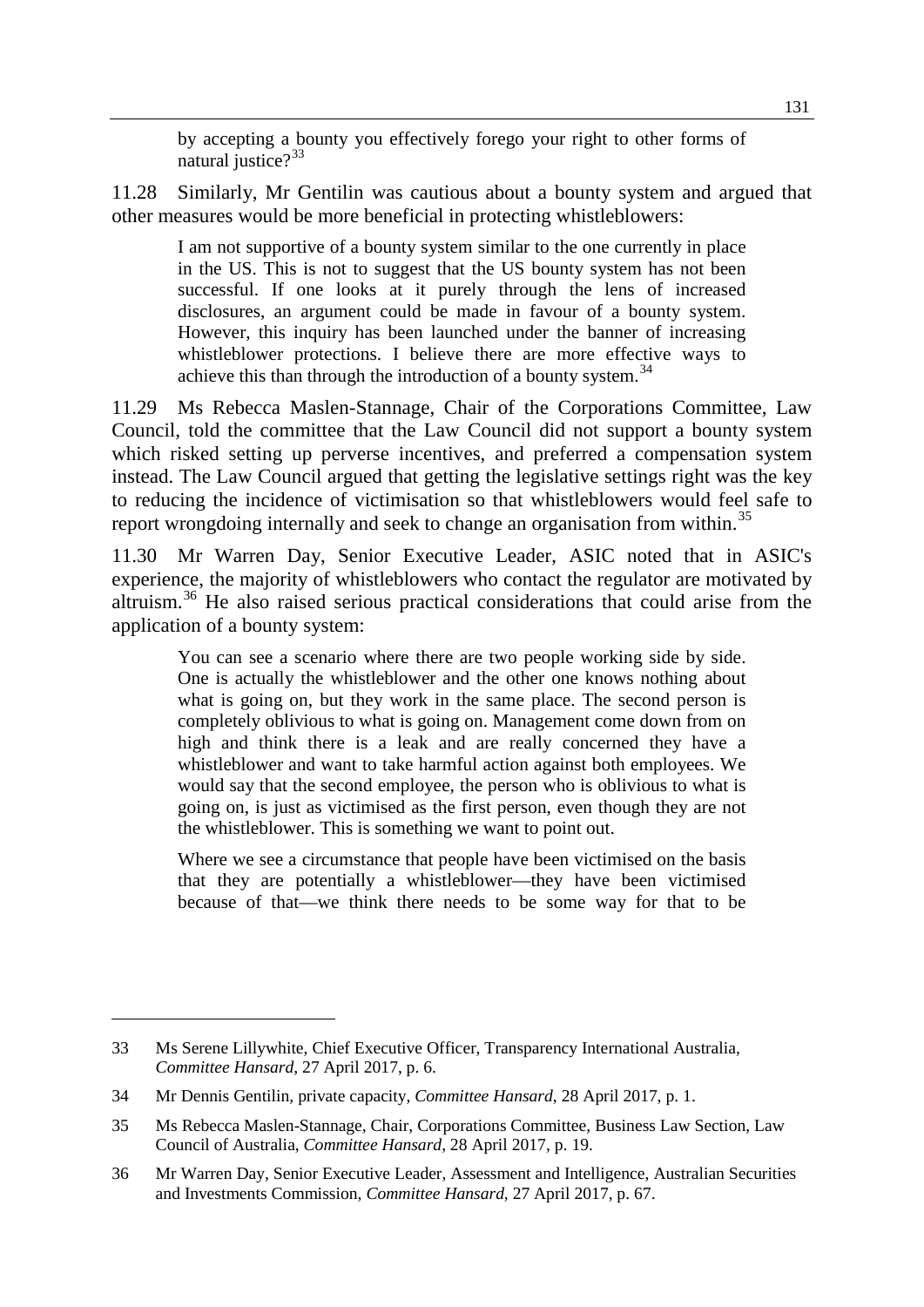> by accepting a bounty you effectively forego your right to other forms of natural justice?[33]

11.28 Similarly, Mr Gentilin was cautious about a bounty system and argued that other measures would be more beneficial in protecting whistleblowers:

> I am not supportive of a bounty system similar to the one currently in place in the US. This is not to suggest that the US bounty system has not been successful. If one looks at it purely through the lens of increased disclosures, an argument could be made in favour of a bounty system. However, this inquiry has been launched under the banner of increasing whistleblower protections. I believe there are more effective ways to achieve this than through the introduction of a bounty system.[34]

11.29 Ms Rebecca Maslen-Stannage, Chair of the Corporations Committee, Law Council, told the committee that the Law Council did not support a bounty system which risked setting up perverse incentives, and preferred a compensation system instead. The Law Council argued that getting the legislative settings right was the key to reducing the incidence of victimisation so that whistleblowers would feel safe to report wrongdoing internally and seek to change an organisation from within.[35]

11.30 Mr Warren Day, Senior Executive Leader, ASIC noted that in ASIC's experience, the majority of whistleblowers who contact the regulator are motivated by altruism.[36] He also raised serious practical considerations that could arise from the application of a bounty system:

> You can see a scenario where there are two people working side by side. One is actually the whistleblower and the other one knows nothing about what is going on, but they work in the same place. The second person is completely oblivious to what is going on. Management come down from on high and think there is a leak and are really concerned they have a whistleblower and want to take harmful action against both employees. We would say that the second employee, the person who is oblivious to what is going on, is just as victimised as the first person, even though they are not the whistleblower. This is something we want to point out.
>
> Where we see a circumstance that people have been victimised on the basis that they are potentially a whistleblower—they have been victimised because of that—we think there needs to be some way for that to be

---

33 Ms Serene Lillywhite, Chief Executive Officer, Transparency International Australia, *Committee Hansard*, 27 April 2017, p. 6.

34 Mr Dennis Gentilin, private capacity, *Committee Hansard*, 28 April 2017, p. 1.

35 Ms Rebecca Maslen-Stannage, Chair, Corporations Committee, Business Law Section, Law Council of Australia, *Committee Hansard*, 28 April 2017, p. 19.

36 Mr Warren Day, Senior Executive Leader, Assessment and Intelligence, Australian Securities and Investments Commission, *Committee Hansard*, 27 April 2017, p. 67.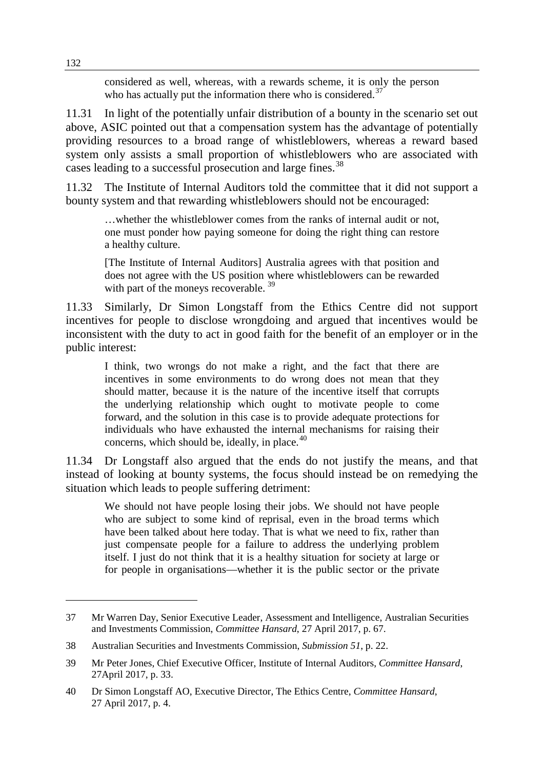considered as well, whereas, with a rewards scheme, it is only the person who has actually put the information there who is considered.[37]

11.31 In light of the potentially unfair distribution of a bounty in the scenario set out above, ASIC pointed out that a compensation system has the advantage of potentially providing resources to a broad range of whistleblowers, whereas a reward based system only assists a small proportion of whistleblowers who are associated with cases leading to a successful prosecution and large fines.[38]

11.32 The Institute of Internal Auditors told the committee that it did not support a bounty system and that rewarding whistleblowers should not be encouraged:

> …whether the whistleblower comes from the ranks of internal audit or not, one must ponder how paying someone for doing the right thing can restore a healthy culture.
>
> [The Institute of Internal Auditors] Australia agrees with that position and does not agree with the US position where whistleblowers can be rewarded with part of the moneys recoverable.[39]

11.33 Similarly, Dr Simon Longstaff from the Ethics Centre did not support incentives for people to disclose wrongdoing and argued that incentives would be inconsistent with the duty to act in good faith for the benefit of an employer or in the public interest:

> I think, two wrongs do not make a right, and the fact that there are incentives in some environments to do wrong does not mean that they should matter, because it is the nature of the incentive itself that corrupts the underlying relationship which ought to motivate people to come forward, and the solution in this case is to provide adequate protections for individuals who have exhausted the internal mechanisms for raising their concerns, which should be, ideally, in place.[40]

11.34 Dr Longstaff also argued that the ends do not justify the means, and that instead of looking at bounty systems, the focus should instead be on remedying the situation which leads to people suffering detriment:

> We should not have people losing their jobs. We should not have people who are subject to some kind of reprisal, even in the broad terms which have been talked about here today. That is what we need to fix, rather than just compensate people for a failure to address the underlying problem itself. I just do not think that it is a healthy situation for society at large or for people in organisations—whether it is the public sector or the private

---

37 Mr Warren Day, Senior Executive Leader, Assessment and Intelligence, Australian Securities and Investments Commission, *Committee Hansard*, 27 April 2017, p. 67.

38 Australian Securities and Investments Commission, *Submission 51*, p. 22.

39 Mr Peter Jones, Chief Executive Officer, Institute of Internal Auditors, *Committee Hansard*, 27April 2017, p. 33.

40 Dr Simon Longstaff AO, Executive Director, The Ethics Centre, *Committee Hansard*, 27 April 2017, p. 4.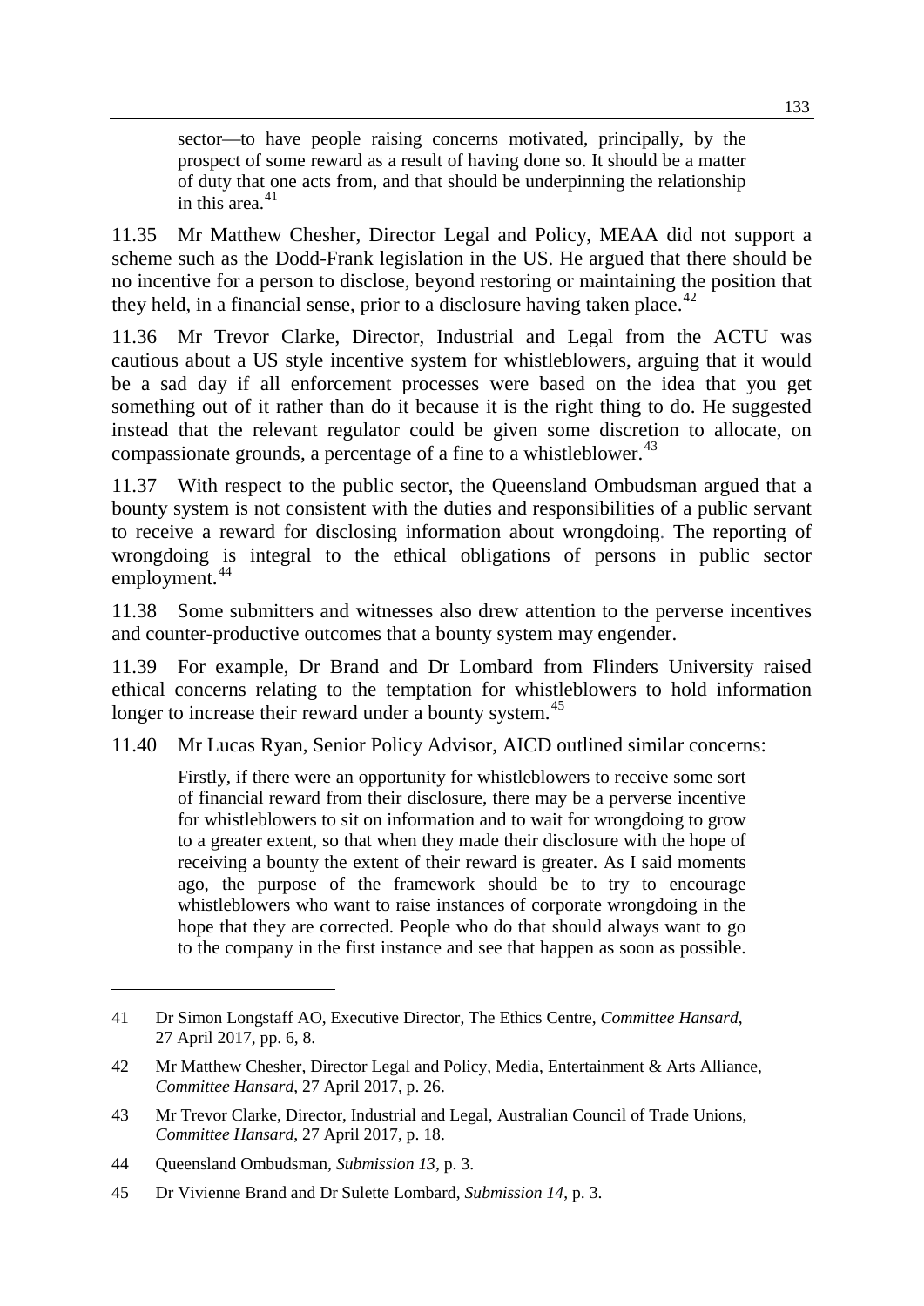> sector—to have people raising concerns motivated, principally, by the prospect of some reward as a result of having done so. It should be a matter of duty that one acts from, and that should be underpinning the relationship in this area.[41]

11.35 Mr Matthew Chesher, Director Legal and Policy, MEAA did not support a scheme such as the Dodd-Frank legislation in the US. He argued that there should be no incentive for a person to disclose, beyond restoring or maintaining the position that they held, in a financial sense, prior to a disclosure having taken place.[42]

11.36 Mr Trevor Clarke, Director, Industrial and Legal from the ACTU was cautious about a US style incentive system for whistleblowers, arguing that it would be a sad day if all enforcement processes were based on the idea that you get something out of it rather than do it because it is the right thing to do. He suggested instead that the relevant regulator could be given some discretion to allocate, on compassionate grounds, a percentage of a fine to a whistleblower.[43]

11.37 With respect to the public sector, the Queensland Ombudsman argued that a bounty system is not consistent with the duties and responsibilities of a public servant to receive a reward for disclosing information about wrongdoing. The reporting of wrongdoing is integral to the ethical obligations of persons in public sector employment.[44]

11.38 Some submitters and witnesses also drew attention to the perverse incentives and counter-productive outcomes that a bounty system may engender.

11.39 For example, Dr Brand and Dr Lombard from Flinders University raised ethical concerns relating to the temptation for whistleblowers to hold information longer to increase their reward under a bounty system.[45]

11.40 Mr Lucas Ryan, Senior Policy Advisor, AICD outlined similar concerns:

> Firstly, if there were an opportunity for whistleblowers to receive some sort of financial reward from their disclosure, there may be a perverse incentive for whistleblowers to sit on information and to wait for wrongdoing to grow to a greater extent, so that when they made their disclosure with the hope of receiving a bounty the extent of their reward is greater. As I said moments ago, the purpose of the framework should be to try to encourage whistleblowers who want to raise instances of corporate wrongdoing in the hope that they are corrected. People who do that should always want to go to the company in the first instance and see that happen as soon as possible.

---

41 Dr Simon Longstaff AO, Executive Director, The Ethics Centre, *Committee Hansard*, 27 April 2017, pp. 6, 8.

42 Mr Matthew Chesher, Director Legal and Policy, Media, Entertainment & Arts Alliance, *Committee Hansard*, 27 April 2017, p. 26.

43 Mr Trevor Clarke, Director, Industrial and Legal, Australian Council of Trade Unions, *Committee Hansard*, 27 April 2017, p. 18.

44 Queensland Ombudsman, *Submission 13*, p. 3.

45 Dr Vivienne Brand and Dr Sulette Lombard, *Submission 14*, p. 3.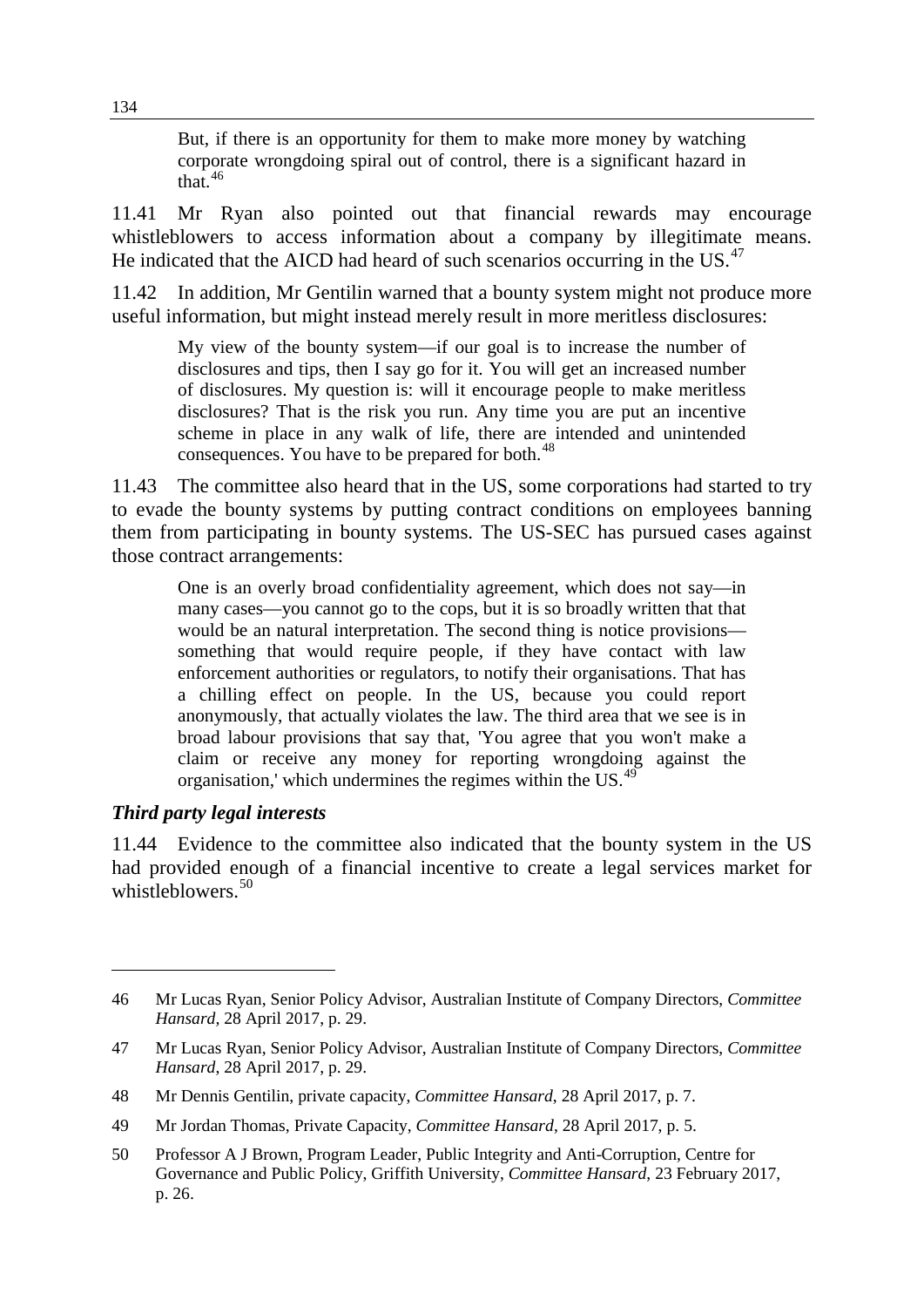> But, if there is an opportunity for them to make more money by watching corporate wrongdoing spiral out of control, there is a significant hazard in that.[46]

11.41 Mr Ryan also pointed out that financial rewards may encourage whistleblowers to access information about a company by illegitimate means. He indicated that the AICD had heard of such scenarios occurring in the US.[47]

11.42 In addition, Mr Gentilin warned that a bounty system might not produce more useful information, but might instead merely result in more meritless disclosures:

> My view of the bounty system—if our goal is to increase the number of disclosures and tips, then I say go for it. You will get an increased number of disclosures. My question is: will it encourage people to make meritless disclosures? That is the risk you run. Any time you are put an incentive scheme in place in any walk of life, there are intended and unintended consequences. You have to be prepared for both.[48]

11.43 The committee also heard that in the US, some corporations had started to try to evade the bounty systems by putting contract conditions on employees banning them from participating in bounty systems. The US-SEC has pursued cases against those contract arrangements:

> One is an overly broad confidentiality agreement, which does not say—in many cases—you cannot go to the cops, but it is so broadly written that that would be an natural interpretation. The second thing is notice provisions—something that would require people, if they have contact with law enforcement authorities or regulators, to notify their organisations. That has a chilling effect on people. In the US, because you could report anonymously, that actually violates the law. The third area that we see is in broad labour provisions that say that, 'You agree that you won't make a claim or receive any money for reporting wrongdoing against the organisation,' which undermines the regimes within the US.[49]

### *Third party legal interests*

11.44 Evidence to the committee also indicated that the bounty system in the US had provided enough of a financial incentive to create a legal services market for whistleblowers.[50]

---

46 Mr Lucas Ryan, Senior Policy Advisor, Australian Institute of Company Directors, *Committee Hansard*, 28 April 2017, p. 29.

47 Mr Lucas Ryan, Senior Policy Advisor, Australian Institute of Company Directors, *Committee Hansard*, 28 April 2017, p. 29.

48 Mr Dennis Gentilin, private capacity, *Committee Hansard*, 28 April 2017, p. 7.

49 Mr Jordan Thomas, Private Capacity, *Committee Hansard*, 28 April 2017, p. 5.

50 Professor A J Brown, Program Leader, Public Integrity and Anti-Corruption, Centre for Governance and Public Policy, Griffith University, *Committee Hansard*, 23 February 2017, p. 26.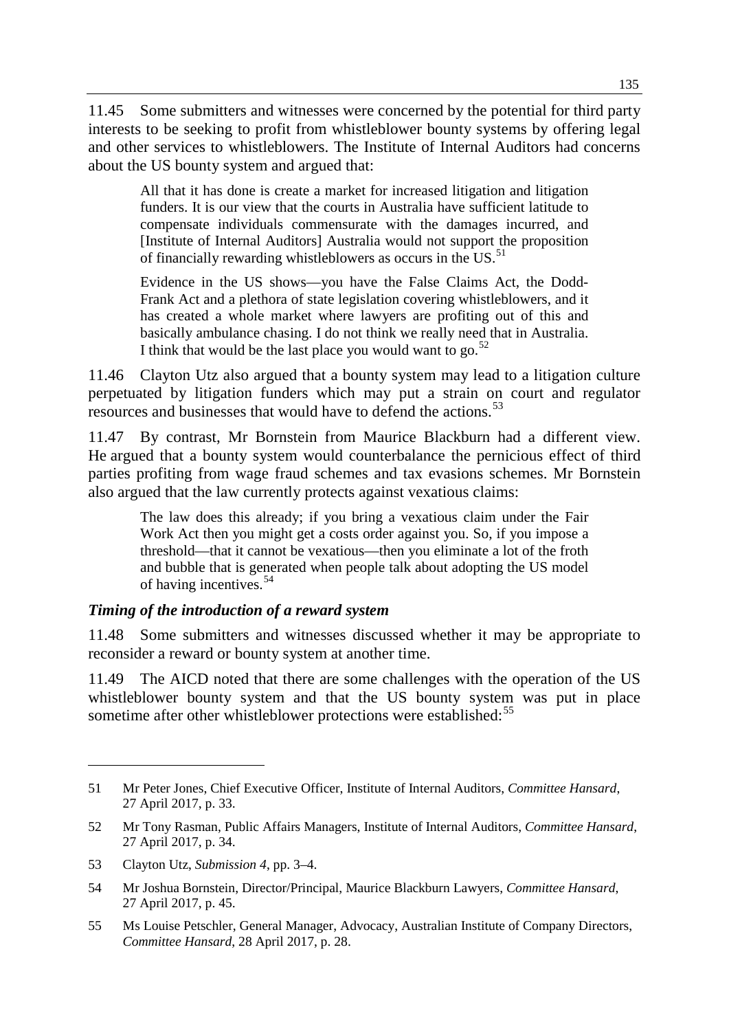11.45 Some submitters and witnesses were concerned by the potential for third party interests to be seeking to profit from whistleblower bounty systems by offering legal and other services to whistleblowers. The Institute of Internal Auditors had concerns about the US bounty system and argued that:

> All that it has done is create a market for increased litigation and litigation funders. It is our view that the courts in Australia have sufficient latitude to compensate individuals commensurate with the damages incurred, and [Institute of Internal Auditors] Australia would not support the proposition of financially rewarding whistleblowers as occurs in the US.[51]
>
> Evidence in the US shows—you have the False Claims Act, the Dodd-Frank Act and a plethora of state legislation covering whistleblowers, and it has created a whole market where lawyers are profiting out of this and basically ambulance chasing. I do not think we really need that in Australia. I think that would be the last place you would want to go.[52]

11.46 Clayton Utz also argued that a bounty system may lead to a litigation culture perpetuated by litigation funders which may put a strain on court and regulator resources and businesses that would have to defend the actions.[53]

11.47 By contrast, Mr Bornstein from Maurice Blackburn had a different view. He argued that a bounty system would counterbalance the pernicious effect of third parties profiting from wage fraud schemes and tax evasions schemes. Mr Bornstein also argued that the law currently protects against vexatious claims:

> The law does this already; if you bring a vexatious claim under the Fair Work Act then you might get a costs order against you. So, if you impose a threshold—that it cannot be vexatious—then you eliminate a lot of the froth and bubble that is generated when people talk about adopting the US model of having incentives.[54]

### *Timing of the introduction of a reward system*

11.48 Some submitters and witnesses discussed whether it may be appropriate to reconsider a reward or bounty system at another time.

11.49 The AICD noted that there are some challenges with the operation of the US whistleblower bounty system and that the US bounty system was put in place sometime after other whistleblower protections were established:[55]

---

51 Mr Peter Jones, Chief Executive Officer, Institute of Internal Auditors, *Committee Hansard*, 27 April 2017, p. 33.

52 Mr Tony Rasman, Public Affairs Managers, Institute of Internal Auditors, *Committee Hansard*, 27 April 2017, p. 34.

53 Clayton Utz, *Submission 4*, pp. 3–4.

54 Mr Joshua Bornstein, Director/Principal, Maurice Blackburn Lawyers, *Committee Hansard*, 27 April 2017, p. 45.

55 Ms Louise Petschler, General Manager, Advocacy, Australian Institute of Company Directors, *Committee Hansard*, 28 April 2017, p. 28.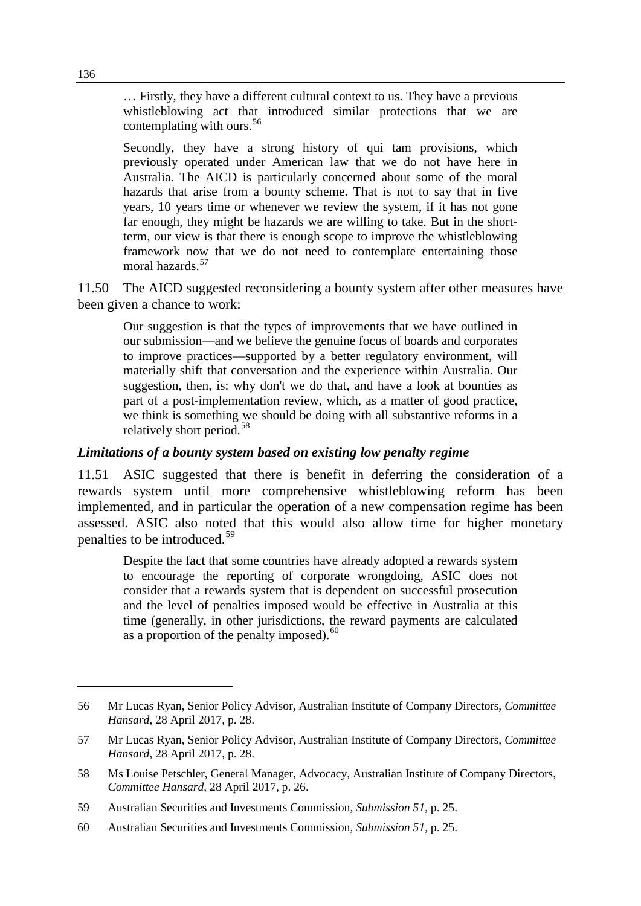> … Firstly, they have a different cultural context to us. They have a previous whistleblowing act that introduced similar protections that we are contemplating with ours.[56]
>
> Secondly, they have a strong history of qui tam provisions, which previously operated under American law that we do not have here in Australia. The AICD is particularly concerned about some of the moral hazards that arise from a bounty scheme. That is not to say that in five years, 10 years time or whenever we review the system, if it has not gone far enough, they might be hazards we are willing to take. But in the short-term, our view is that there is enough scope to improve the whistleblowing framework now that we do not need to contemplate entertaining those moral hazards.[57]

11.50 The AICD suggested reconsidering a bounty system after other measures have been given a chance to work:

> Our suggestion is that the types of improvements that we have outlined in our submission—and we believe the genuine focus of boards and corporates to improve practices—supported by a better regulatory environment, will materially shift that conversation and the experience within Australia. Our suggestion, then, is: why don't we do that, and have a look at bounties as part of a post-implementation review, which, as a matter of good practice, we think is something we should be doing with all substantive reforms in a relatively short period.[58]

### *Limitations of a bounty system based on existing low penalty regime*

11.51 ASIC suggested that there is benefit in deferring the consideration of a rewards system until more comprehensive whistleblowing reform has been implemented, and in particular the operation of a new compensation regime has been assessed. ASIC also noted that this would also allow time for higher monetary penalties to be introduced.[59]

> Despite the fact that some countries have already adopted a rewards system to encourage the reporting of corporate wrongdoing, ASIC does not consider that a rewards system that is dependent on successful prosecution and the level of penalties imposed would be effective in Australia at this time (generally, in other jurisdictions, the reward payments are calculated as a proportion of the penalty imposed).[60]

---

56 Mr Lucas Ryan, Senior Policy Advisor, Australian Institute of Company Directors, *Committee Hansard*, 28 April 2017, p. 28.

57 Mr Lucas Ryan, Senior Policy Advisor, Australian Institute of Company Directors, *Committee Hansard*, 28 April 2017, p. 28.

58 Ms Louise Petschler, General Manager, Advocacy, Australian Institute of Company Directors, *Committee Hansard*, 28 April 2017, p. 26.

59 Australian Securities and Investments Commission, *Submission 51*, p. 25.

60 Australian Securities and Investments Commission, *Submission 51*, p. 25.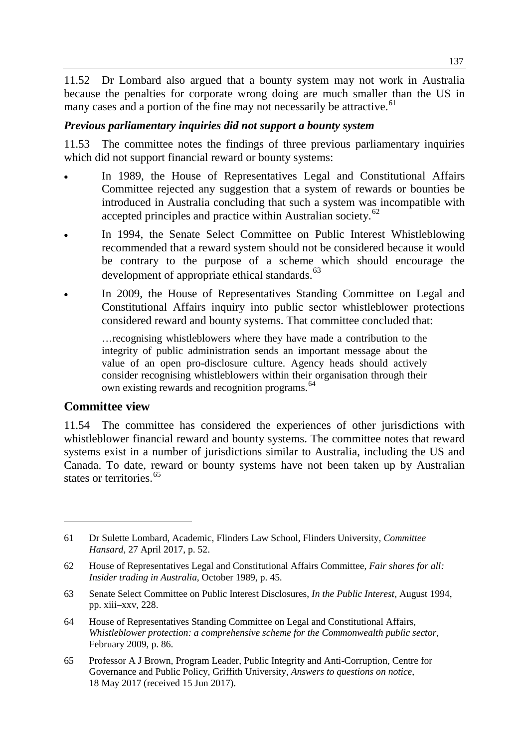11.52 Dr Lombard also argued that a bounty system may not work in Australia because the penalties for corporate wrong doing are much smaller than the US in many cases and a portion of the fine may not necessarily be attractive.[61]

### *Previous parliamentary inquiries did not support a bounty system*

11.53 The committee notes the findings of three previous parliamentary inquiries which did not support financial reward or bounty systems:

- In 1989, the House of Representatives Legal and Constitutional Affairs Committee rejected any suggestion that a system of rewards or bounties be introduced in Australia concluding that such a system was incompatible with accepted principles and practice within Australian society.[62]
- In 1994, the Senate Select Committee on Public Interest Whistleblowing recommended that a reward system should not be considered because it would be contrary to the purpose of a scheme which should encourage the development of appropriate ethical standards.[63]
- In 2009, the House of Representatives Standing Committee on Legal and Constitutional Affairs inquiry into public sector whistleblower protections considered reward and bounty systems. That committee concluded that:

> …recognising whistleblowers where they have made a contribution to the integrity of public administration sends an important message about the value of an open pro-disclosure culture. Agency heads should actively consider recognising whistleblowers within their organisation through their own existing rewards and recognition programs.[64]

## Committee view

11.54 The committee has considered the experiences of other jurisdictions with whistleblower financial reward and bounty systems. The committee notes that reward systems exist in a number of jurisdictions similar to Australia, including the US and Canada. To date, reward or bounty systems have not been taken up by Australian states or territories.[65]

---

61 Dr Sulette Lombard, Academic, Flinders Law School, Flinders University, *Committee Hansard*, 27 April 2017, p. 52.

62 House of Representatives Legal and Constitutional Affairs Committee, *Fair shares for all: Insider trading in Australia*, October 1989, p. 45.

63 Senate Select Committee on Public Interest Disclosures, *In the Public Interest*, August 1994, pp. xiii–xxv, 228.

64 House of Representatives Standing Committee on Legal and Constitutional Affairs, *Whistleblower protection: a comprehensive scheme for the Commonwealth public sector*, February 2009, p. 86.

65 Professor A J Brown, Program Leader, Public Integrity and Anti-Corruption, Centre for Governance and Public Policy, Griffith University, *Answers to questions on notice*, 18 May 2017 (received 15 Jun 2017).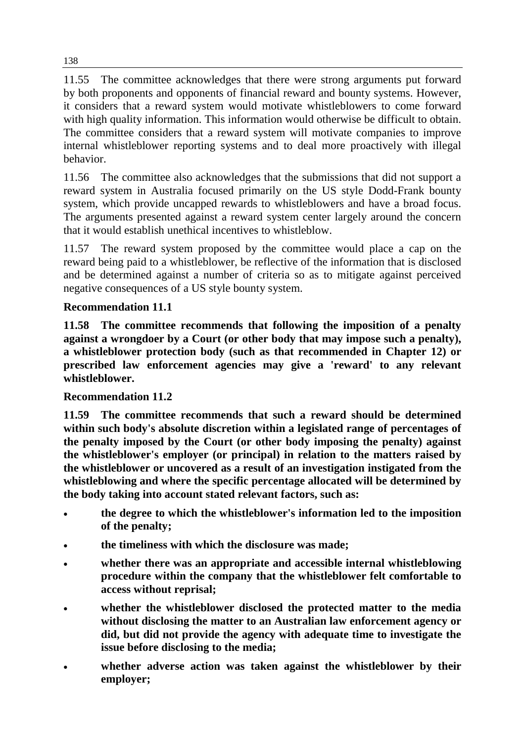11.55 The committee acknowledges that there were strong arguments put forward by both proponents and opponents of financial reward and bounty systems. However, it considers that a reward system would motivate whistleblowers to come forward with high quality information. This information would otherwise be difficult to obtain. The committee considers that a reward system will motivate companies to improve internal whistleblower reporting systems and to deal more proactively with illegal behavior.

11.56 The committee also acknowledges that the submissions that did not support a reward system in Australia focused primarily on the US style Dodd-Frank bounty system, which provide uncapped rewards to whistleblowers and have a broad focus. The arguments presented against a reward system center largely around the concern that it would establish unethical incentives to whistleblow.

11.57 The reward system proposed by the committee would place a cap on the reward being paid to a whistleblower, be reflective of the information that is disclosed and be determined against a number of criteria so as to mitigate against perceived negative consequences of a US style bounty system.

**Recommendation 11.1**

**11.58 The committee recommends that following the imposition of a penalty against a wrongdoer by a Court (or other body that may impose such a penalty), a whistleblower protection body (such as that recommended in Chapter 12) or prescribed law enforcement agencies may give a 'reward' to any relevant whistleblower.**

**Recommendation 11.2**

**11.59 The committee recommends that such a reward should be determined within such body's absolute discretion within a legislated range of percentages of the penalty imposed by the Court (or other body imposing the penalty) against the whistleblower's employer (or principal) in relation to the matters raised by the whistleblower or uncovered as a result of an investigation instigated from the whistleblowing and where the specific percentage allocated will be determined by the body taking into account stated relevant factors, such as:**

- **the degree to which the whistleblower's information led to the imposition of the penalty;**
- **the timeliness with which the disclosure was made;**
- **whether there was an appropriate and accessible internal whistleblowing procedure within the company that the whistleblower felt comfortable to access without reprisal;**
- **whether the whistleblower disclosed the protected matter to the media without disclosing the matter to an Australian law enforcement agency or did, but did not provide the agency with adequate time to investigate the issue before disclosing to the media;**
- **whether adverse action was taken against the whistleblower by their employer;**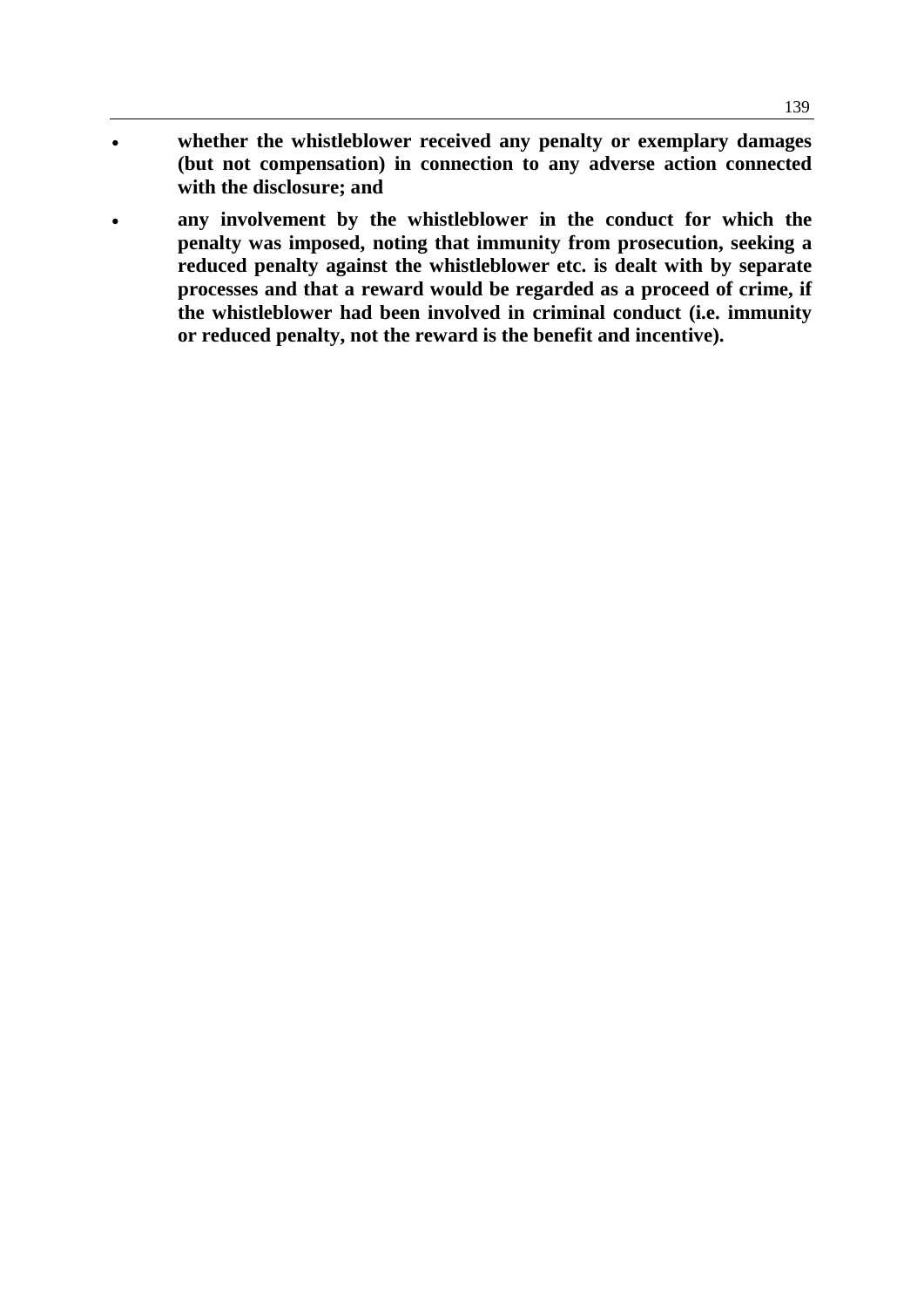- **whether the whistleblower received any penalty or exemplary damages (but not compensation) in connection to any adverse action connected with the disclosure; and**
- **any involvement by the whistleblower in the conduct for which the penalty was imposed, noting that immunity from prosecution, seeking a reduced penalty against the whistleblower etc. is dealt with by separate processes and that a reward would be regarded as a proceed of crime, if the whistleblower had been involved in criminal conduct (i.e. immunity or reduced penalty, not the reward is the benefit and incentive).**